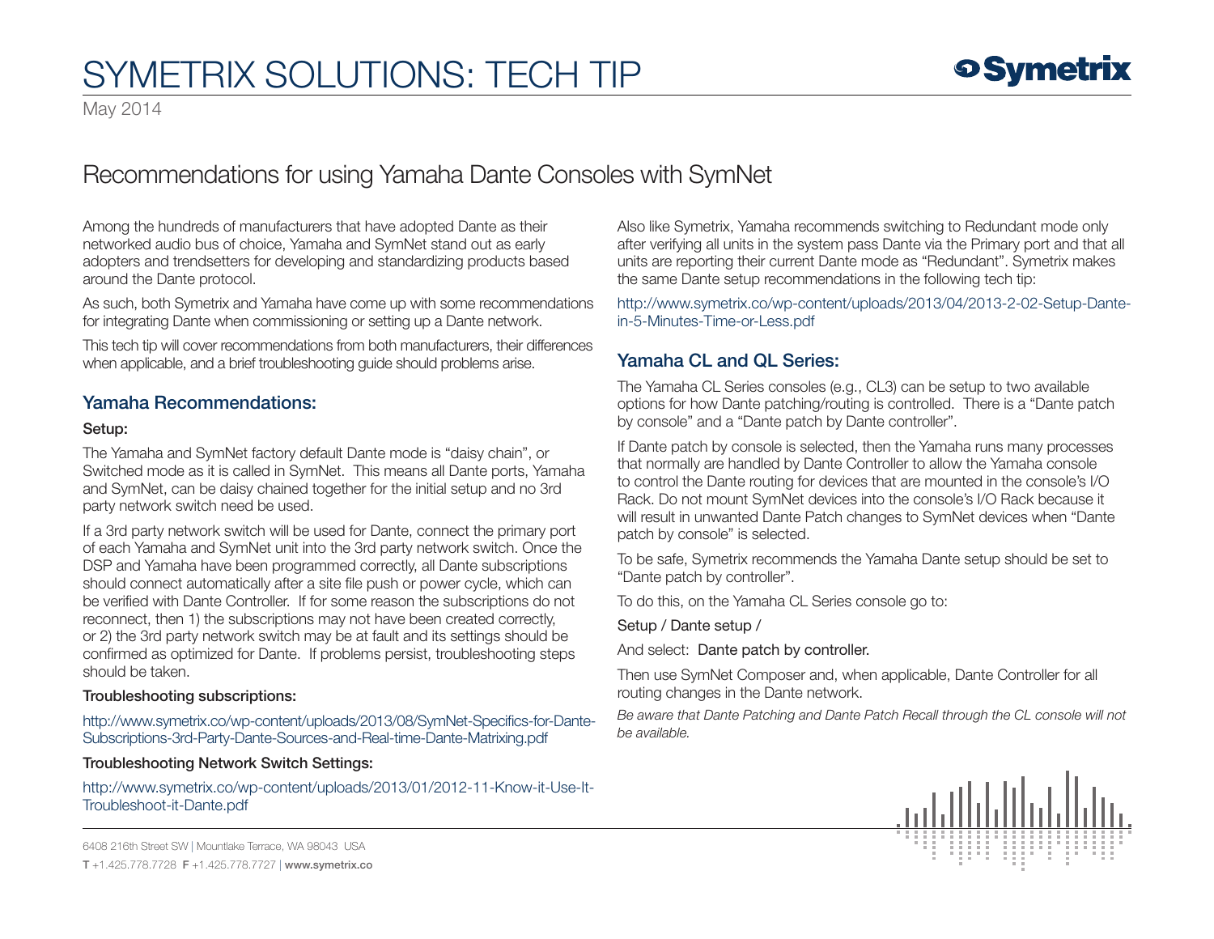# SYMETRIX SOLUTIONS: TECH TIP

May 2014

## Recommendations for using Yamaha Dante Consoles with SymNet

Among the hundreds of manufacturers that have adopted Dante as their networked audio bus of choice, Yamaha and SymNet stand out as early adopters and trendsetters for developing and standardizing products based around the Dante protocol.

As such, both Symetrix and Yamaha have come up with some recommendations for integrating Dante when commissioning or setting up a Dante network.

This tech tip will cover recommendations from both manufacturers, their differences when applicable, and a brief troubleshooting guide should problems arise.

### Yamaha Recommendations:

**Setup:**

The Yamaha and SymNet factory default Dante mode is "daisy chain", or Switched mode as it is called in SymNet. This means all Dante ports, Yamaha and SymNet, can be daisy chained together for the initial setup and no 3rd party network switch need be used.

If a 3rd party network switch will be used for Dante, connect the primary port of each Yamaha and SymNet unit into the 3rd party network switch. Once the DSP and Yamaha have been programmed correctly, all Dante subscriptions should connect automatically after a site file push or power cycle, which can be verified with Dante Controller. If for some reason the subscriptions do not reconnect, then 1) the subscriptions may not have been created correctly, or 2) the 3rd party network switch may be at fault and its settings should be confirmed as optimized for Dante. If problems persist, troubleshooting steps should be taken.

**Troubleshooting subscriptions:**

http://www.symetrix.co/wp-content/uploads/2013/08/SymNet-Specifics-for-Dante-Subscriptions-3rd-Party-Dante-Sources-and-Real-time-Dante-Matrixing.pdf

**Troubleshooting Network Switch Settings:**

http://www.symetrix.co/wp-content/uploads/2013/01/2012-11-Know-it-Use-It-Troubleshoot-it-Dante.pdf

Also like Symetrix, Yamaha recommends switching to Redundant mode only after verifying all units in the system pass Dante via the Primary port and that all units are reporting their current Dante mode as "Redundant". Symetrix makes the same Dante setup recommendations in the following tech tip:

http://www.symetrix.co/wp-content/uploads/2013/04/2013-2-02-Setup-Dante-in-5-Minutes-Time-or-Less.pdf

### Yamaha CL and QL Series:

The Yamaha CL Series consoles (e.g., CL3) can be setup to two available options for how Dante patching/routing is controlled. There is a "Dante patch by console" and a "Dante patch by Dante controller".

If Dante patch by console is selected, then the Yamaha runs many processes that normally are handled by Dante Controller to allow the Yamaha console to control the Dante routing for devices that are mounted in the console's I/O Rack. Do not mount SymNet devices into the console's I/O Rack because it will result in unwanted Dante Patch changes to SymNet devices when "Dante patch by console" is selected.

To be safe, Symetrix recommends the Yamaha Dante setup should be set to "Dante patch by controller".

To do this, on the Yamaha CL Series console go to:

Setup / Dante setup /

And select: Dante patch by controller.

Then use SymNet Composer and, when applicable, Dante Controller for all routing changes in the Dante network.

*Be aware that Dante Patching and Dante Patch Recall through the CL console will not be available.*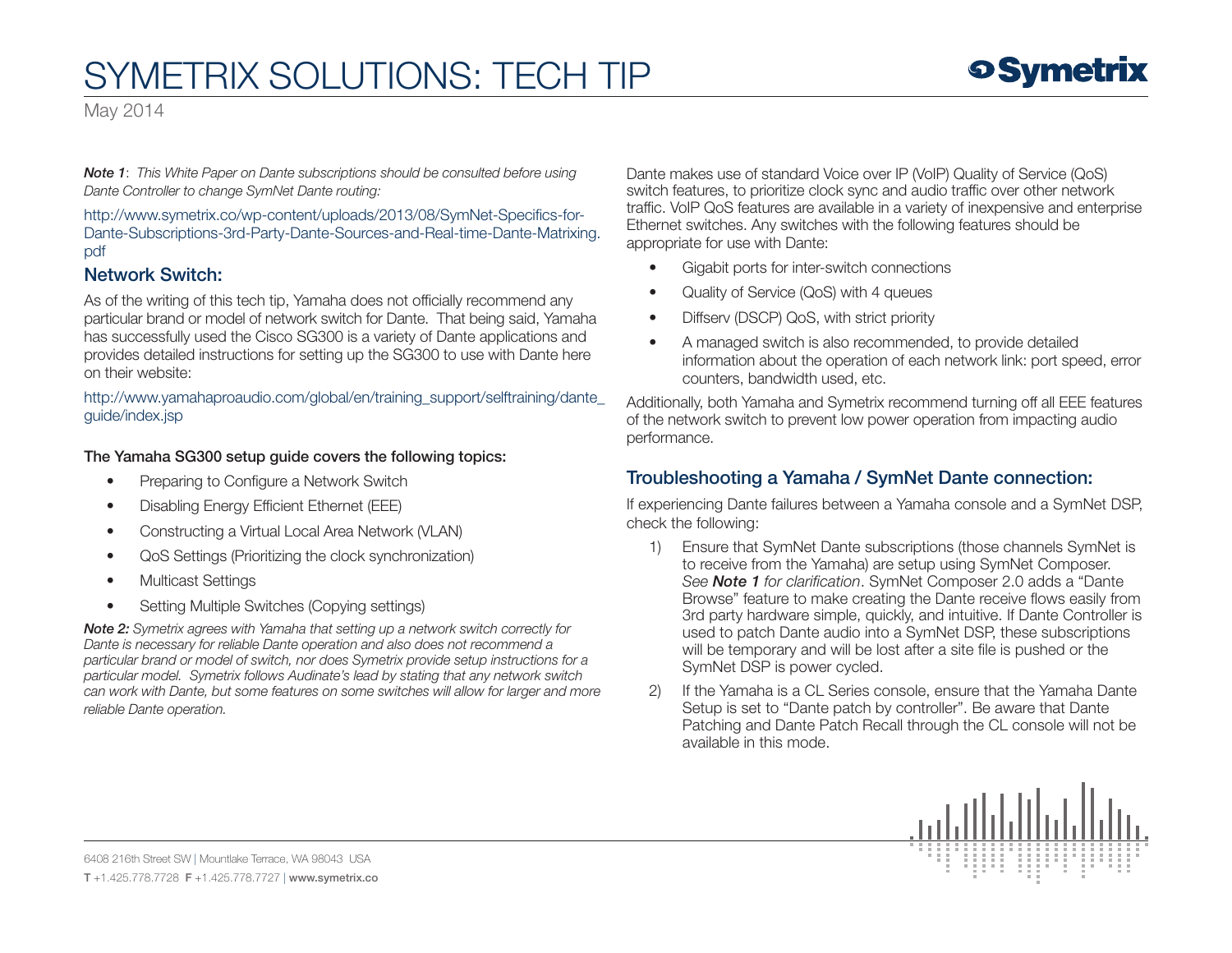***Note 1***: *This White Paper on Dante subscriptions should be consulted before using Dante Controller to change SymNet Dante routing:*

http://www.symetrix.co/wp-content/uploads/2013/08/SymNet-Specifics-for-Dante-Subscriptions-3rd-Party-Dante-Sources-and-Real-time-Dante-Matrixing.pdf

## Network Switch:

As of the writing of this tech tip, Yamaha does not officially recommend any particular brand or model of network switch for Dante. That being said, Yamaha has successfully used the Cisco SG300 is a variety of Dante applications and provides detailed instructions for setting up the SG300 to use with Dante here on their website:

http://www.yamahaproaudio.com/global/en/training_support/selftraining/dante_guide/index.jsp

**The Yamaha SG300 setup guide covers the following topics:**

- Preparing to Configure a Network Switch
- Disabling Energy Efficient Ethernet (EEE)
- Constructing a Virtual Local Area Network (VLAN)
- QoS Settings (Prioritizing the clock synchronization)
- Multicast Settings
- Setting Multiple Switches (Copying settings)

***Note 2:*** *Symetrix agrees with Yamaha that setting up a network switch correctly for Dante is necessary for reliable Dante operation and also does not recommend a particular brand or model of switch, nor does Symetrix provide setup instructions for a particular model. Symetrix follows Audinate's lead by stating that any network switch can work with Dante, but some features on some switches will allow for larger and more reliable Dante operation.*

Dante makes use of standard Voice over IP (VoIP) Quality of Service (QoS) switch features, to prioritize clock sync and audio traffic over other network traffic. VoIP QoS features are available in a variety of inexpensive and enterprise Ethernet switches. Any switches with the following features should be appropriate for use with Dante:

- Gigabit ports for inter-switch connections
- Quality of Service (QoS) with 4 queues
- Diffserv (DSCP) QoS, with strict priority
- A managed switch is also recommended, to provide detailed information about the operation of each network link: port speed, error counters, bandwidth used, etc.

Additionally, both Yamaha and Symetrix recommend turning off all EEE features of the network switch to prevent low power operation from impacting audio performance.

## Troubleshooting a Yamaha / SymNet Dante connection:

If experiencing Dante failures between a Yamaha console and a SymNet DSP, check the following:

1) Ensure that SymNet Dante subscriptions (those channels SymNet is to receive from the Yamaha) are setup using SymNet Composer. *See **Note 1** for clarification*. SymNet Composer 2.0 adds a "Dante Browse" feature to make creating the Dante receive flows easily from 3rd party hardware simple, quickly, and intuitive. If Dante Controller is used to patch Dante audio into a SymNet DSP, these subscriptions will be temporary and will be lost after a site file is pushed or the SymNet DSP is power cycled.
2) If the Yamaha is a CL Series console, ensure that the Yamaha Dante Setup is set to "Dante patch by controller". Be aware that Dante Patching and Dante Patch Recall through the CL console will not be available in this mode.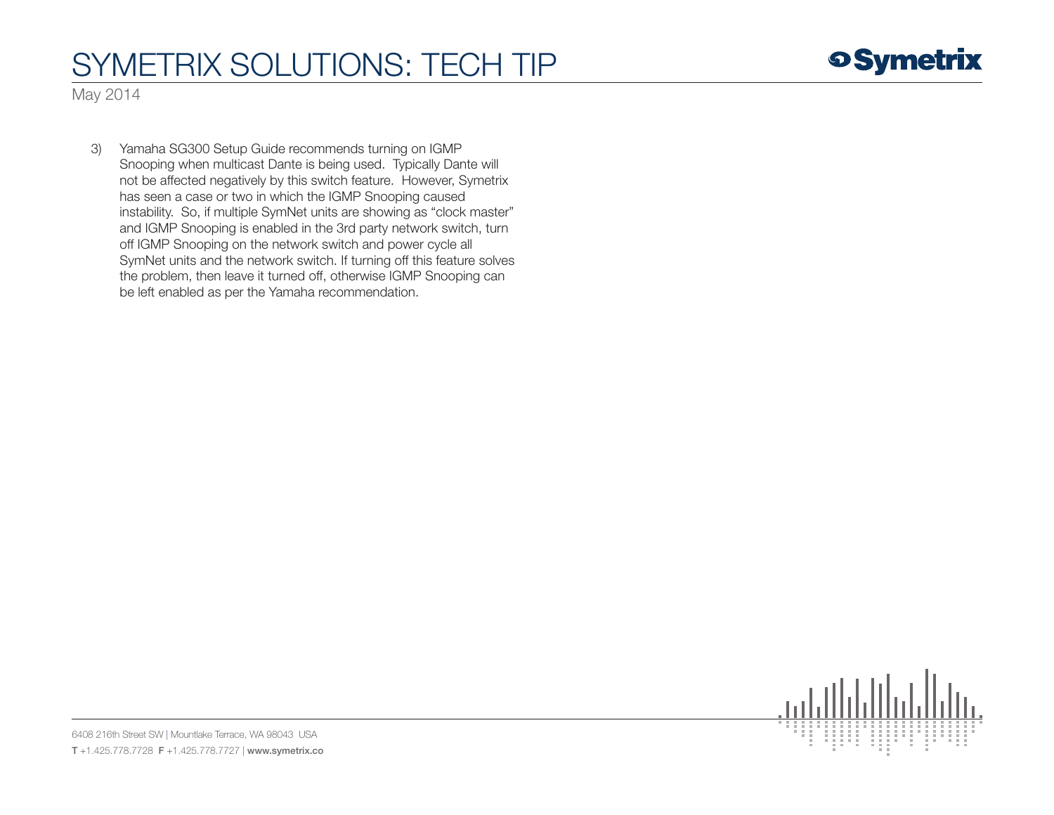3) Yamaha SG300 Setup Guide recommends turning on IGMP Snooping when multicast Dante is being used. Typically Dante will not be affected negatively by this switch feature. However, Symetrix has seen a case or two in which the IGMP Snooping caused instability. So, if multiple SymNet units are showing as "clock master" and IGMP Snooping is enabled in the 3rd party network switch, turn off IGMP Snooping on the network switch and power cycle all SymNet units and the network switch. If turning off this feature solves the problem, then leave it turned off, otherwise IGMP Snooping can be left enabled as per the Yamaha recommendation.